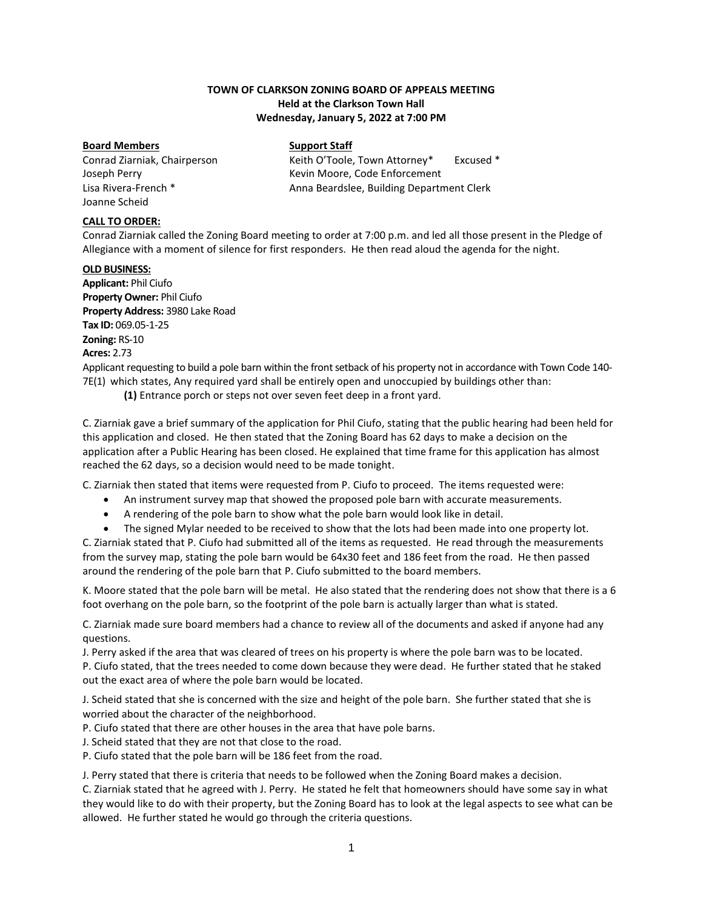**TOWN OF CLARKSON ZONING BOARD OF APPEALS MEETING**
**Held at the Clarkson Town Hall**
**Wednesday, January 5, 2022 at 7:00 PM**

| **Board Members** | **Support Staff** |
|---|---|
| Conrad Ziarniak, Chairperson | Keith O'Toole, Town Attorney* Excused * |
| Joseph Perry | Kevin Moore, Code Enforcement |
| Lisa Rivera-French * | Anna Beardslee, Building Department Clerk |
| Joanne Scheid | |

**CALL TO ORDER:**
Conrad Ziarniak called the Zoning Board meeting to order at 7:00 p.m. and led all those present in the Pledge of Allegiance with a moment of silence for first responders. He then read aloud the agenda for the night.

**OLD BUSINESS:**
**Applicant:** Phil Ciufo
**Property Owner:** Phil Ciufo
**Property Address:** 3980 Lake Road
**Tax ID:** 069.05-1-25
**Zoning:** RS-10
**Acres:** 2.73
Applicant requesting to build a pole barn within the front setback of his property not in accordance with Town Code 140-7E(1) which states, Any required yard shall be entirely open and unoccupied by buildings other than:

**(1)** Entrance porch or steps not over seven feet deep in a front yard.

C. Ziarniak gave a brief summary of the application for Phil Ciufo, stating that the public hearing had been held for this application and closed. He then stated that the Zoning Board has 62 days to make a decision on the application after a Public Hearing has been closed. He explained that time frame for this application has almost reached the 62 days, so a decision would need to be made tonight.

C. Ziarniak then stated that items were requested from P. Ciufo to proceed. The items requested were:

- An instrument survey map that showed the proposed pole barn with accurate measurements.
- A rendering of the pole barn to show what the pole barn would look like in detail.
- The signed Mylar needed to be received to show that the lots had been made into one property lot.

C. Ziarniak stated that P. Ciufo had submitted all of the items as requested. He read through the measurements from the survey map, stating the pole barn would be 64x30 feet and 186 feet from the road. He then passed around the rendering of the pole barn that P. Ciufo submitted to the board members.

K. Moore stated that the pole barn will be metal. He also stated that the rendering does not show that there is a 6 foot overhang on the pole barn, so the footprint of the pole barn is actually larger than what is stated.

C. Ziarniak made sure board members had a chance to review all of the documents and asked if anyone had any questions.
J. Perry asked if the area that was cleared of trees on his property is where the pole barn was to be located.
P. Ciufo stated, that the trees needed to come down because they were dead. He further stated that he staked out the exact area of where the pole barn would be located.

J. Scheid stated that she is concerned with the size and height of the pole barn. She further stated that she is worried about the character of the neighborhood.
P. Ciufo stated that there are other houses in the area that have pole barns.
J. Scheid stated that they are not that close to the road.
P. Ciufo stated that the pole barn will be 186 feet from the road.

J. Perry stated that there is criteria that needs to be followed when the Zoning Board makes a decision.
C. Ziarniak stated that he agreed with J. Perry. He stated he felt that homeowners should have some say in what they would like to do with their property, but the Zoning Board has to look at the legal aspects to see what can be allowed. He further stated he would go through the criteria questions.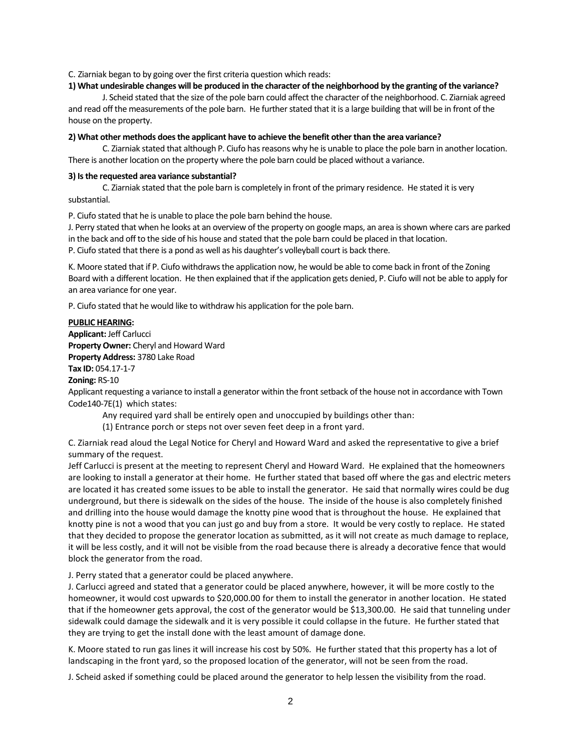C. Ziarniak began to by going over the first criteria question which reads:

**1) What undesirable changes will be produced in the character of the neighborhood by the granting of the variance?**

J. Scheid stated that the size of the pole barn could affect the character of the neighborhood. C. Ziarniak agreed and read off the measurements of the pole barn. He further stated that it is a large building that will be in front of the house on the property.

**2) What other methods does the applicant have to achieve the benefit other than the area variance?**

C. Ziarniak stated that although P. Ciufo has reasons why he is unable to place the pole barn in another location. There is another location on the property where the pole barn could be placed without a variance.

**3) Is the requested area variance substantial?**

C. Ziarniak stated that the pole barn is completely in front of the primary residence. He stated it is very substantial.

P. Ciufo stated that he is unable to place the pole barn behind the house.
J. Perry stated that when he looks at an overview of the property on google maps, an area is shown where cars are parked in the back and off to the side of his house and stated that the pole barn could be placed in that location.
P. Ciufo stated that there is a pond as well as his daughter's volleyball court is back there.

K. Moore stated that if P. Ciufo withdraws the application now, he would be able to come back in front of the Zoning Board with a different location. He then explained that if the application gets denied, P. Ciufo will not be able to apply for an area variance for one year.

P. Ciufo stated that he would like to withdraw his application for the pole barn.

**PUBLIC HEARING:**
**Applicant:** Jeff Carlucci
**Property Owner:** Cheryl and Howard Ward
**Property Address:** 3780 Lake Road
**Tax ID:** 054.17-1-7
**Zoning:** RS-10
Applicant requesting a variance to install a generator within the front setback of the house not in accordance with Town Code140-7E(1) which states:

Any required yard shall be entirely open and unoccupied by buildings other than:
(1) Entrance porch or steps not over seven feet deep in a front yard.

C. Ziarniak read aloud the Legal Notice for Cheryl and Howard Ward and asked the representative to give a brief summary of the request.
Jeff Carlucci is present at the meeting to represent Cheryl and Howard Ward. He explained that the homeowners are looking to install a generator at their home. He further stated that based off where the gas and electric meters are located it has created some issues to be able to install the generator. He said that normally wires could be dug underground, but there is sidewalk on the sides of the house. The inside of the house is also completely finished and drilling into the house would damage the knotty pine wood that is throughout the house. He explained that knotty pine is not a wood that you can just go and buy from a store. It would be very costly to replace. He stated that they decided to propose the generator location as submitted, as it will not create as much damage to replace, it will be less costly, and it will not be visible from the road because there is already a decorative fence that would block the generator from the road.

J. Perry stated that a generator could be placed anywhere.
J. Carlucci agreed and stated that a generator could be placed anywhere, however, it will be more costly to the homeowner, it would cost upwards to $20,000.00 for them to install the generator in another location. He stated that if the homeowner gets approval, the cost of the generator would be $13,300.00. He said that tunneling under sidewalk could damage the sidewalk and it is very possible it could collapse in the future. He further stated that they are trying to get the install done with the least amount of damage done.

K. Moore stated to run gas lines it will increase his cost by 50%. He further stated that this property has a lot of landscaping in the front yard, so the proposed location of the generator, will not be seen from the road.

J. Scheid asked if something could be placed around the generator to help lessen the visibility from the road.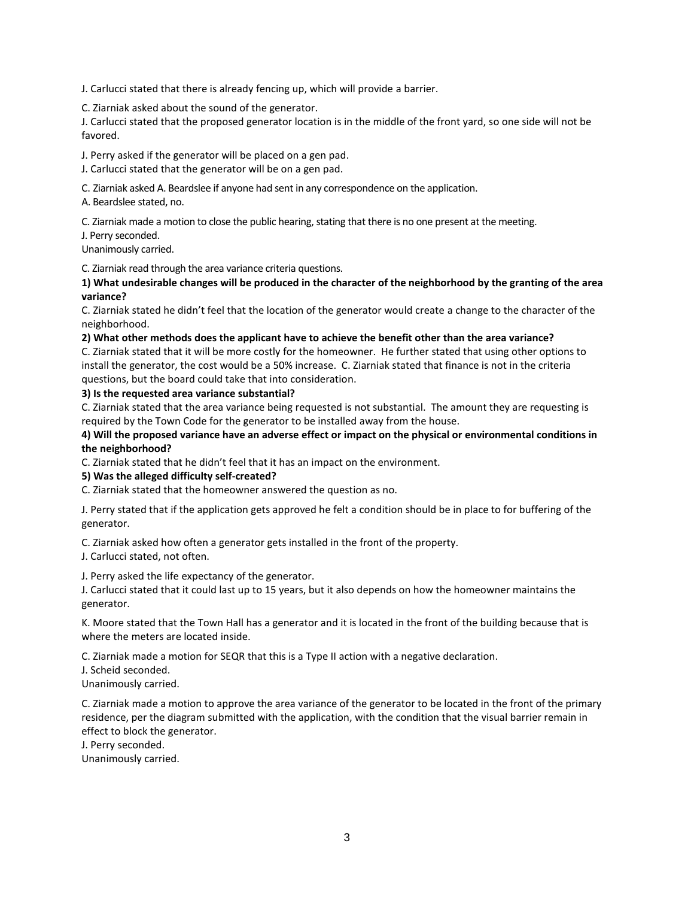J. Carlucci stated that there is already fencing up, which will provide a barrier.

C. Ziarniak asked about the sound of the generator.
J. Carlucci stated that the proposed generator location is in the middle of the front yard, so one side will not be favored.

J. Perry asked if the generator will be placed on a gen pad.
J. Carlucci stated that the generator will be on a gen pad.

C. Ziarniak asked A. Beardslee if anyone had sent in any correspondence on the application.
A. Beardslee stated, no.

C. Ziarniak made a motion to close the public hearing, stating that there is no one present at the meeting.
J. Perry seconded.
Unanimously carried.

C. Ziarniak read through the area variance criteria questions.

**1) What undesirable changes will be produced in the character of the neighborhood by the granting of the area variance?**
C. Ziarniak stated he didn't feel that the location of the generator would create a change to the character of the neighborhood.

**2) What other methods does the applicant have to achieve the benefit other than the area variance?**
C. Ziarniak stated that it will be more costly for the homeowner. He further stated that using other options to install the generator, the cost would be a 50% increase. C. Ziarniak stated that finance is not in the criteria questions, but the board could take that into consideration.

**3) Is the requested area variance substantial?**
C. Ziarniak stated that the area variance being requested is not substantial. The amount they are requesting is required by the Town Code for the generator to be installed away from the house.

**4) Will the proposed variance have an adverse effect or impact on the physical or environmental conditions in the neighborhood?**
C. Ziarniak stated that he didn't feel that it has an impact on the environment.

**5) Was the alleged difficulty self-created?**
C. Ziarniak stated that the homeowner answered the question as no.

J. Perry stated that if the application gets approved he felt a condition should be in place to for buffering of the generator.

C. Ziarniak asked how often a generator gets installed in the front of the property.
J. Carlucci stated, not often.

J. Perry asked the life expectancy of the generator.
J. Carlucci stated that it could last up to 15 years, but it also depends on how the homeowner maintains the generator.

K. Moore stated that the Town Hall has a generator and it is located in the front of the building because that is where the meters are located inside.

C. Ziarniak made a motion for SEQR that this is a Type II action with a negative declaration.
J. Scheid seconded.
Unanimously carried.

C. Ziarniak made a motion to approve the area variance of the generator to be located in the front of the primary residence, per the diagram submitted with the application, with the condition that the visual barrier remain in effect to block the generator.
J. Perry seconded.
Unanimously carried.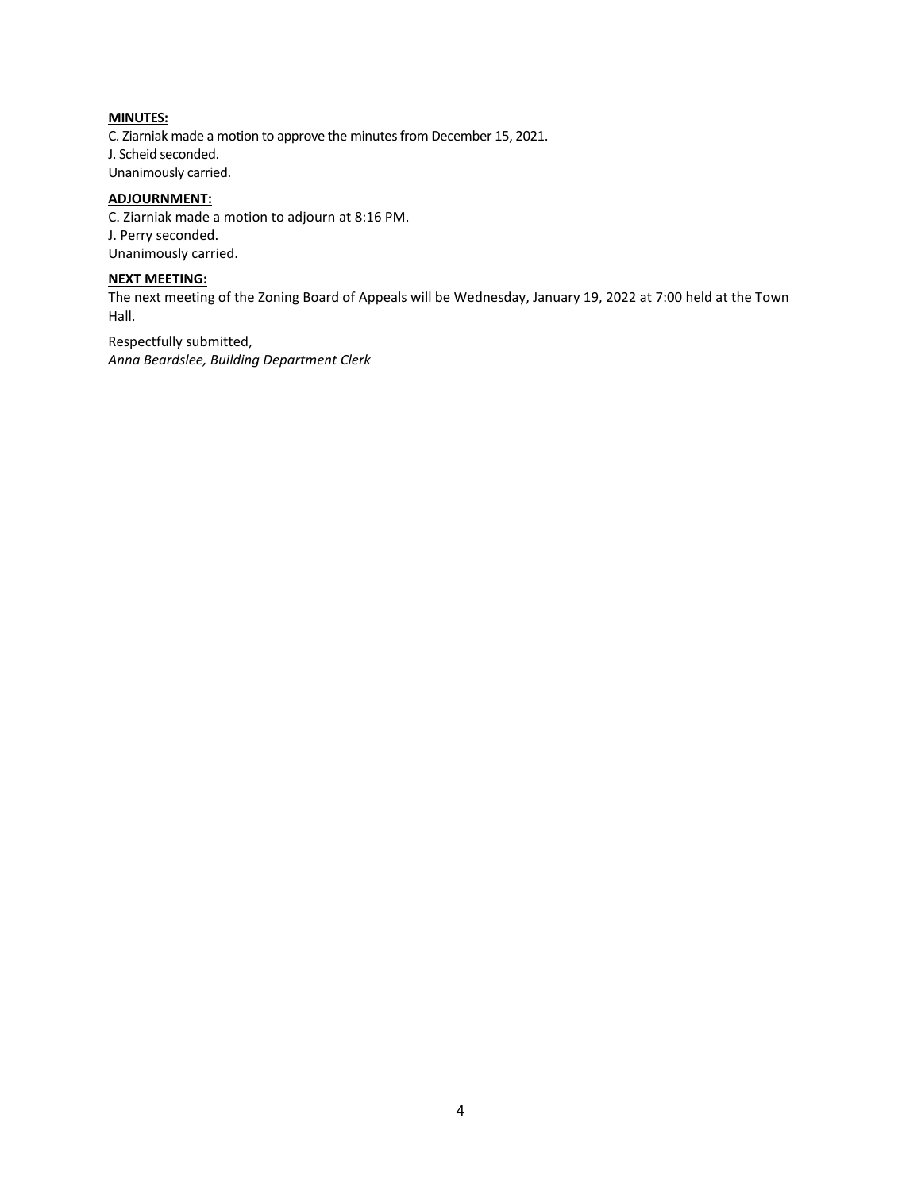**MINUTES:**

C. Ziarniak made a motion to approve the minutes from December 15, 2021.
J. Scheid seconded.
Unanimously carried.

**ADJOURNMENT:**

C. Ziarniak made a motion to adjourn at 8:16 PM.
J. Perry seconded.
Unanimously carried.

**NEXT MEETING:**

The next meeting of the Zoning Board of Appeals will be Wednesday, January 19, 2022 at 7:00 held at the Town Hall.

Respectfully submitted,
*Anna Beardslee, Building Department Clerk*